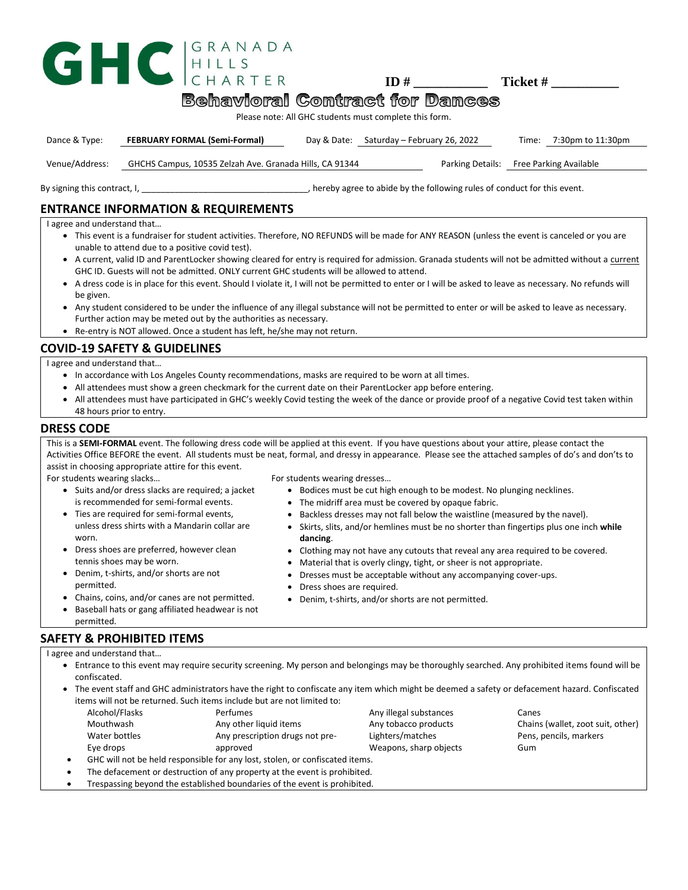GHC | GRANADA HILLS CHARTER

**ID # \_\_\_\_\_\_\_\_\_\_\_** **Ticket # \_\_\_\_\_\_\_\_\_\_**

# Behavioral Contract for Dances

Please note: All GHC students must complete this form.

Dance & Type: **FEBRUARY FORMAL (Semi-Formal)** Day & Date: Saturday – February 26, 2022 Time: 7:30pm to 11:30pm

Venue/Address: GHCHS Campus, 10535 Zelzah Ave. Granada Hills, CA 91344 Parking Details: Free Parking Available

By signing this contract, I, \_\_\_\_\_\_\_\_\_\_\_\_\_\_\_\_\_\_\_\_\_\_\_\_\_\_\_\_\_\_\_\_\_\_, hereby agree to abide by the following rules of conduct for this event.

## ENTRANCE INFORMATION & REQUIREMENTS

I agree and understand that…

- This event is a fundraiser for student activities. Therefore, NO REFUNDS will be made for ANY REASON (unless the event is canceled or you are unable to attend due to a positive covid test).
- A current, valid ID and ParentLocker showing cleared for entry is required for admission. Granada students will not be admitted without a current GHC ID. Guests will not be admitted. ONLY current GHC students will be allowed to attend.
- A dress code is in place for this event. Should I violate it, I will not be permitted to enter or I will be asked to leave as necessary. No refunds will be given.
- Any student considered to be under the influence of any illegal substance will not be permitted to enter or will be asked to leave as necessary. Further action may be meted out by the authorities as necessary.
- Re-entry is NOT allowed. Once a student has left, he/she may not return.

## COVID-19 SAFETY & GUIDELINES

I agree and understand that…

- In accordance with Los Angeles County recommendations, masks are required to be worn at all times.
- All attendees must show a green checkmark for the current date on their ParentLocker app before entering.
- All attendees must have participated in GHC's weekly Covid testing the week of the dance or provide proof of a negative Covid test taken within 48 hours prior to entry.

## DRESS CODE

This is a **SEMI-FORMAL** event. The following dress code will be applied at this event. If you have questions about your attire, please contact the Activities Office BEFORE the event. All students must be neat, formal, and dressy in appearance. Please see the attached samples of do's and don'ts to assist in choosing appropriate attire for this event.

For students wearing slacks…

- Suits and/or dress slacks are required; a jacket is recommended for semi-formal events.
- Ties are required for semi-formal events, unless dress shirts with a Mandarin collar are worn.
- Dress shoes are preferred, however clean tennis shoes may be worn.
- Denim, t-shirts, and/or shorts are not permitted.
- Chains, coins, and/or canes are not permitted.
- Baseball hats or gang affiliated headwear is not permitted.

For students wearing dresses…

- Bodices must be cut high enough to be modest. No plunging necklines.
- The midriff area must be covered by opaque fabric.
- Backless dresses may not fall below the waistline (measured by the navel).
- Skirts, slits, and/or hemlines must be no shorter than fingertips plus one inch **while dancing**.
- Clothing may not have any cutouts that reveal any area required to be covered.
- Material that is overly clingy, tight, or sheer is not appropriate.
- Dresses must be acceptable without any accompanying cover-ups.
- Dress shoes are required.
- Denim, t-shirts, and/or shorts are not permitted.

## SAFETY & PROHIBITED ITEMS

I agree and understand that…

- Entrance to this event may require security screening. My person and belongings may be thoroughly searched. Any prohibited items found will be confiscated.
- The event staff and GHC administrators have the right to confiscate any item which might be deemed a safety or defacement hazard. Confiscated items will not be returned. Such items include but are not limited to:

| | | | |
|---|---|---|---|
| Alcohol/Flasks | Perfumes | Any illegal substances | Canes |
| Mouthwash | Any other liquid items | Any tobacco products | Chains (wallet, zoot suit, other) |
| Water bottles | Any prescription drugs not pre-approved | Lighters/matches | Pens, pencils, markers |
| Eye drops | | Weapons, sharp objects | Gum |

- GHC will not be held responsible for any lost, stolen, or confiscated items.
- The defacement or destruction of any property at the event is prohibited.
- Trespassing beyond the established boundaries of the event is prohibited.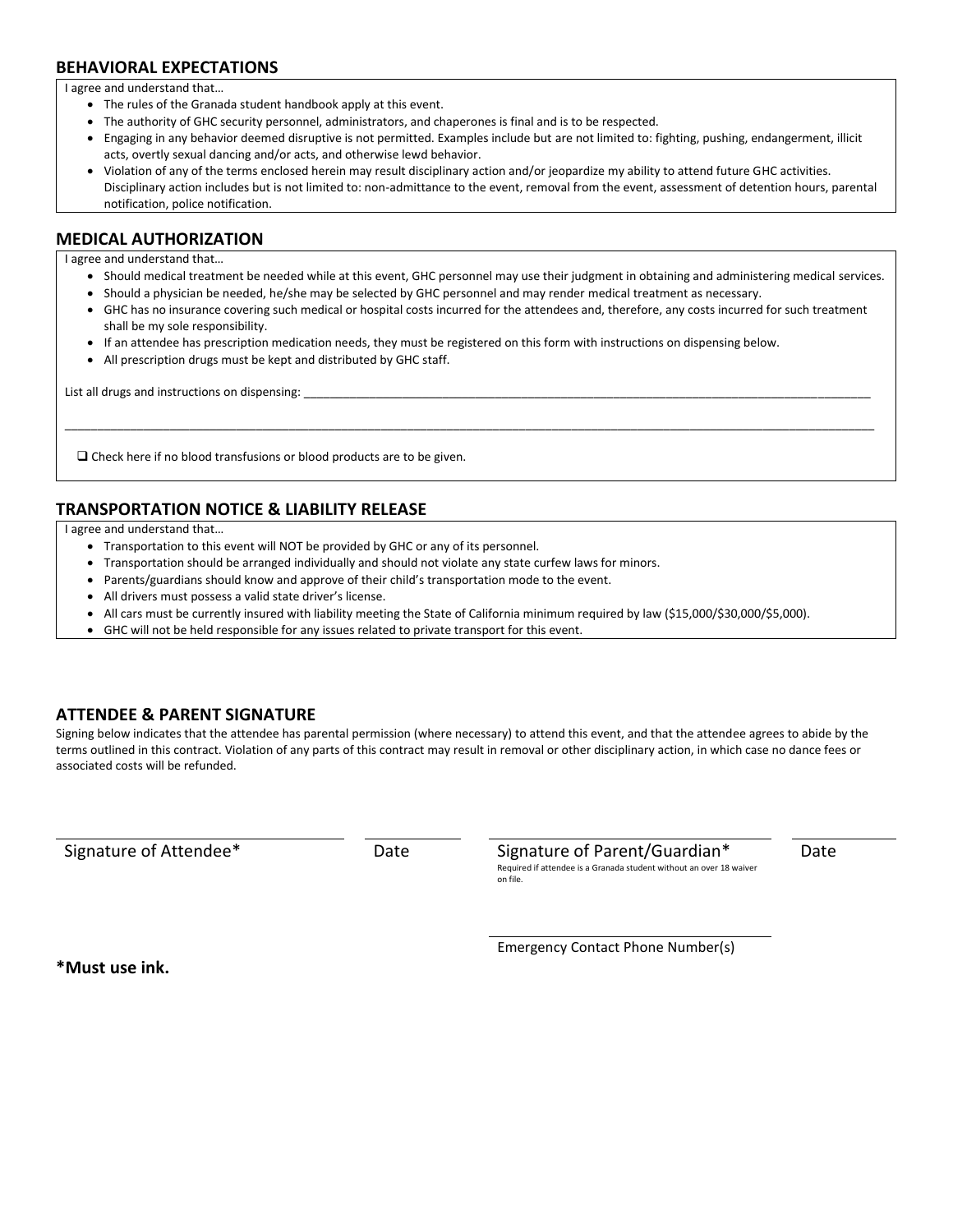## BEHAVIORAL EXPECTATIONS

I agree and understand that…

- The rules of the Granada student handbook apply at this event.
- The authority of GHC security personnel, administrators, and chaperones is final and is to be respected.
- Engaging in any behavior deemed disruptive is not permitted. Examples include but are not limited to: fighting, pushing, endangerment, illicit acts, overtly sexual dancing and/or acts, and otherwise lewd behavior.
- Violation of any of the terms enclosed herein may result disciplinary action and/or jeopardize my ability to attend future GHC activities. Disciplinary action includes but is not limited to: non-admittance to the event, removal from the event, assessment of detention hours, parental notification, police notification.

## MEDICAL AUTHORIZATION

I agree and understand that…

- Should medical treatment be needed while at this event, GHC personnel may use their judgment in obtaining and administering medical services.
- Should a physician be needed, he/she may be selected by GHC personnel and may render medical treatment as necessary.
- GHC has no insurance covering such medical or hospital costs incurred for the attendees and, therefore, any costs incurred for such treatment shall be my sole responsibility.
- If an attendee has prescription medication needs, they must be registered on this form with instructions on dispensing below.
- All prescription drugs must be kept and distributed by GHC staff.

List all drugs and instructions on dispensing: ____________________________________________________________

____________________________________________________________________________________________

☐ Check here if no blood transfusions or blood products are to be given.

## TRANSPORTATION NOTICE & LIABILITY RELEASE

I agree and understand that…

- Transportation to this event will NOT be provided by GHC or any of its personnel.
- Transportation should be arranged individually and should not violate any state curfew laws for minors.
- Parents/guardians should know and approve of their child's transportation mode to the event.
- All drivers must possess a valid state driver's license.
- All cars must be currently insured with liability meeting the State of California minimum required by law ($15,000/$30,000/$5,000).
- GHC will not be held responsible for any issues related to private transport for this event.

## ATTENDEE & PARENT SIGNATURE

Signing below indicates that the attendee has parental permission (where necessary) to attend this event, and that the attendee agrees to abide by the terms outlined in this contract. Violation of any parts of this contract may result in removal or other disciplinary action, in which case no dance fees or associated costs will be refunded.

______________________________ Signature of Attendee*

__________ Date

______________________________ Signature of Parent/Guardian*
Required if attendee is a Granada student without an over 18 waiver on file.

__________ Date

______________________________ Emergency Contact Phone Number(s)

**\*Must use ink.**